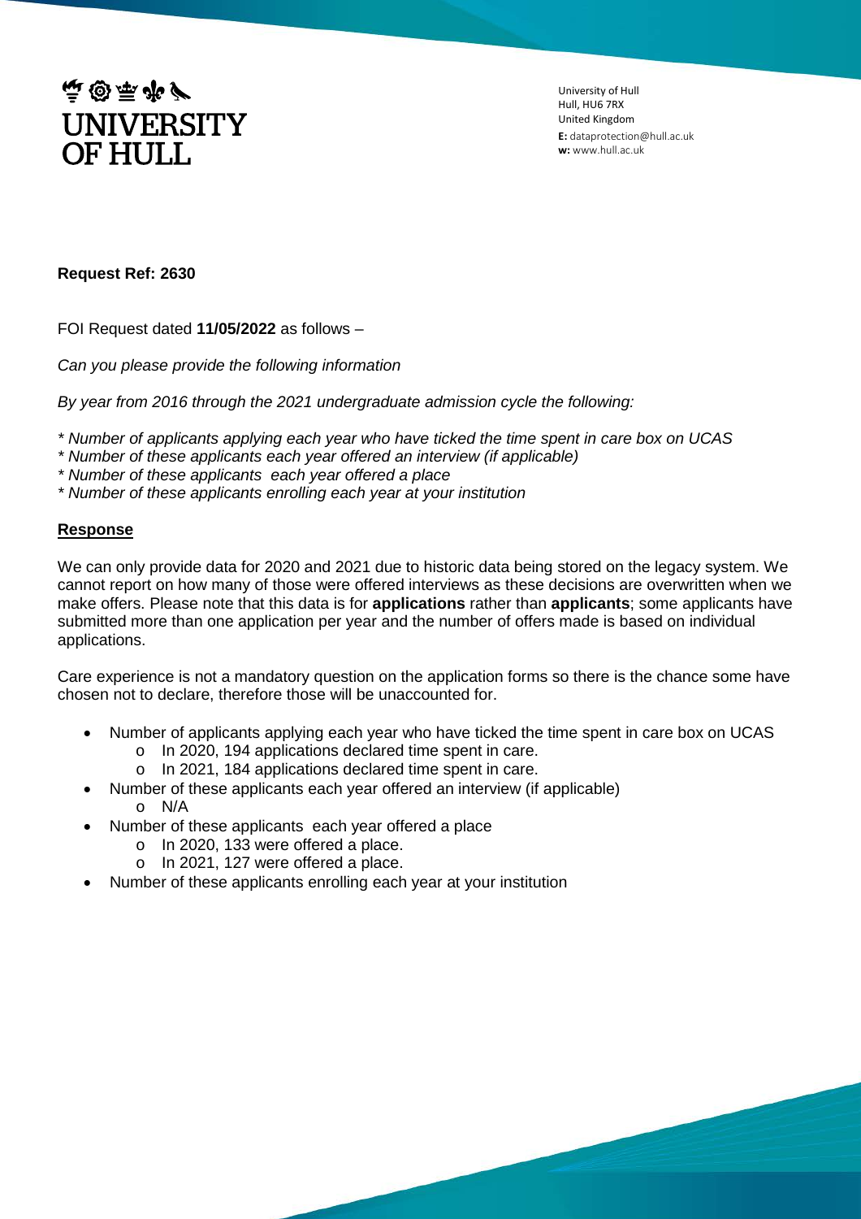UNIVERSITY OF HULL

University of Hull
Hull, HU6 7RX
United Kingdom
**E:** dataprotection@hull.ac.uk
**w:** www.hull.ac.uk

**Request Ref: 2630**

FOI Request dated **11/05/2022** as follows –

*Can you please provide the following information*

*By year from 2016 through the 2021 undergraduate admission cycle the following:*

*\* Number of applicants applying each year who have ticked the time spent in care box on UCAS*
*\* Number of these applicants each year offered an interview (if applicable)*
*\* Number of these applicants each year offered a place*
*\* Number of these applicants enrolling each year at your institution*

**Response**

We can only provide data for 2020 and 2021 due to historic data being stored on the legacy system. We cannot report on how many of those were offered interviews as these decisions are overwritten when we make offers. Please note that this data is for **applications** rather than **applicants**; some applicants have submitted more than one application per year and the number of offers made is based on individual applications.

Care experience is not a mandatory question on the application forms so there is the chance some have chosen not to declare, therefore those will be unaccounted for.

- Number of applicants applying each year who have ticked the time spent in care box on UCAS
  - In 2020, 194 applications declared time spent in care.
  - In 2021, 184 applications declared time spent in care.
- Number of these applicants each year offered an interview (if applicable)
  - N/A
- Number of these applicants each year offered a place
  - In 2020, 133 were offered a place.
  - In 2021, 127 were offered a place.
- Number of these applicants enrolling each year at your institution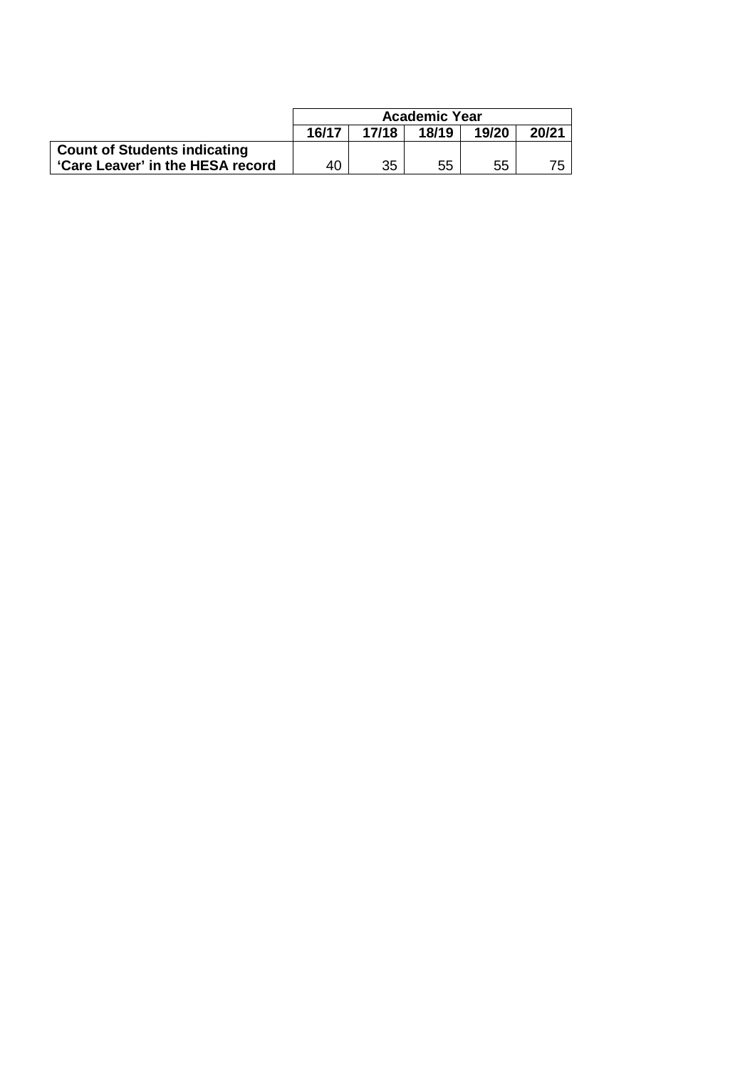| | Academic Year | | | | |
|---|---|---|---|---|---|
| | 16/17 | 17/18 | 18/19 | 19/20 | 20/21 |
| **Count of Students indicating 'Care Leaver' in the HESA record** | 40 | 35 | 55 | 55 | 75 |